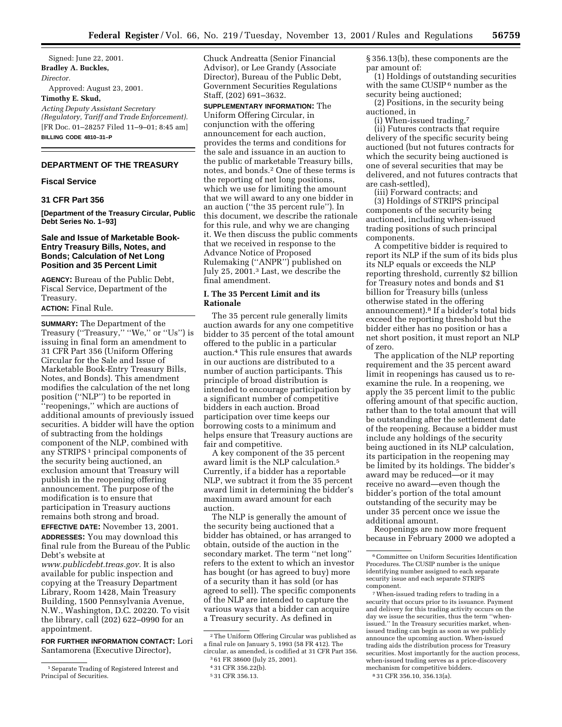Signed: June 22, 2001.

**Bradley A. Buckles,**

*Director.*

Approved: August 23, 2001.

**Timothy E. Skud,**

*Acting Deputy Assistant Secretary (Regulatory, Tariff and Trade Enforcement).*

[FR Doc. 01–28257 Filed 11–9–01; 8:45 am]

**BILLING CODE 4810–31–P**

## DEPARTMENT OF THE TREASURY

### Fiscal Service

### 31 CFR Part 356

**[Department of the Treasury Circular, Public Debt Series No. 1–93]**

### Sale and Issue of Marketable Book-Entry Treasury Bills, Notes, and Bonds; Calculation of Net Long Position and 35 Percent Limit

**AGENCY:** Bureau of the Public Debt, Fiscal Service, Department of the Treasury.

**ACTION:** Final Rule.

**SUMMARY:** The Department of the Treasury (''Treasury,'' ''We,'' or ''Us'') is issuing in final form an amendment to 31 CFR Part 356 (Uniform Offering Circular for the Sale and Issue of Marketable Book-Entry Treasury Bills, Notes, and Bonds). This amendment modifies the calculation of the net long position (''NLP'') to be reported in ''reopenings,'' which are auctions of additional amounts of previously issued securities. A bidder will have the option of subtracting from the holdings component of the NLP, combined with any STRIPS [1] principal components of the security being auctioned, an exclusion amount that Treasury will publish in the reopening offering announcement. The purpose of the modification is to ensure that participation in Treasury auctions remains both strong and broad.

**EFFECTIVE DATE:** November 13, 2001.

**ADDRESSES:** You may download this final rule from the Bureau of the Public Debt's website at *www.publicdebt.treas.gov.* It is also available for public inspection and copying at the Treasury Department Library, Room 1428, Main Treasury Building, 1500 Pennsylvania Avenue, N.W., Washington, D.C. 20220. To visit the library, call (202) 622–0990 for an appointment.

**FOR FURTHER INFORMATION CONTACT:** Lori Santamorena (Executive Director), Chuck Andreatta (Senior Financial Advisor), or Lee Grandy (Associate Director), Bureau of the Public Debt, Government Securities Regulations Staff, (202) 691–3632.

**SUPPLEMENTARY INFORMATION:** The Uniform Offering Circular, in conjunction with the offering announcement for each auction, provides the terms and conditions for the sale and issuance in an auction to the public of marketable Treasury bills, notes, and bonds.[2] One of these terms is the reporting of net long positions, which we use for limiting the amount that we will award to any one bidder in an auction (''the 35 percent rule''). In this document, we describe the rationale for this rule, and why we are changing it. We then discuss the public comments that we received in response to the Advance Notice of Proposed Rulemaking (''ANPR'') published on July 25, 2001.[3] Last, we describe the final amendment.

#### I. The 35 Percent Limit and its Rationale

The 35 percent rule generally limits auction awards for any one competitive bidder to 35 percent of the total amount offered to the public in a particular auction.[4] This rule ensures that awards in our auctions are distributed to a number of auction participants. This principle of broad distribution is intended to encourage participation by a significant number of competitive bidders in each auction. Broad participation over time keeps our borrowing costs to a minimum and helps ensure that Treasury auctions are fair and competitive.

A key component of the 35 percent award limit is the NLP calculation.[5] Currently, if a bidder has a reportable NLP, we subtract it from the 35 percent award limit in determining the bidder's maximum award amount for each auction.

The NLP is generally the amount of the security being auctioned that a bidder has obtained, or has arranged to obtain, outside of the auction in the secondary market. The term ''net long'' refers to the extent to which an investor has bought (or has agreed to buy) more of a security than it has sold (or has agreed to sell). The specific components of the NLP are intended to capture the various ways that a bidder can acquire a Treasury security. As defined in § 356.13(b), these components are the par amount of:

(1) Holdings of outstanding securities with the same CUSIP [6] number as the security being auctioned;

(2) Positions, in the security being auctioned, in

(i) When-issued trading,[7]

(ii) Futures contracts that require delivery of the specific security being auctioned (but not futures contracts for which the security being auctioned is one of several securities that may be delivered, and not futures contracts that are cash-settled),

(iii) Forward contracts; and

(3) Holdings of STRIPS principal components of the security being auctioned, including when-issued trading positions of such principal components.

A competitive bidder is required to report its NLP if the sum of its bids plus its NLP equals or exceeds the NLP reporting threshold, currently $2 billion for Treasury notes and bonds and $1 billion for Treasury bills (unless otherwise stated in the offering announcement).[8] If a bidder's total bids exceed the reporting threshold but the bidder either has no position or has a net short position, it must report an NLP of zero.

The application of the NLP reporting requirement and the 35 percent award limit in reopenings has caused us to re-examine the rule. In a reopening, we apply the 35 percent limit to the public offering amount of that specific auction, rather than to the total amount that will be outstanding after the settlement date of the reopening. Because a bidder must include any holdings of the security being auctioned in its NLP calculation, its participation in the reopening may be limited by its holdings. The bidder's award may be reduced—or it may receive no award—even though the bidder's portion of the total amount outstanding of the security may be under 35 percent once we issue the additional amount.

Reopenings are now more frequent because in February 2000 we adopted a

---

[1] Separate Trading of Registered Interest and Principal of Securities.

[2] The Uniform Offering Circular was published as a final rule on January 5, 1993 (58 FR 412). The circular, as amended, is codified at 31 CFR Part 356.

[3] 61 FR 38600 (July 25, 2001).

[4] 31 CFR 356.22(b).

[5] 31 CFR 356.13.

[6] Committee on Uniform Securities Identification Procedures. The CUSIP number is the unique identifying number assigned to each separate security issue and each separate STRIPS component.

[7] When-issued trading refers to trading in a security that occurs prior to its issuance. Payment and delivery for this trading activity occurs on the day we issue the securities, thus the term ''when-issued.'' In the Treasury securities market, when-issued trading can begin as soon as we publicly announce the upcoming auction. When-issued trading aids the distribution process for Treasury securities. Most importantly for the auction process, when-issued trading serves as a price-discovery mechanism for competitive bidders.

[8] 31 CFR 356.10, 356.13(a).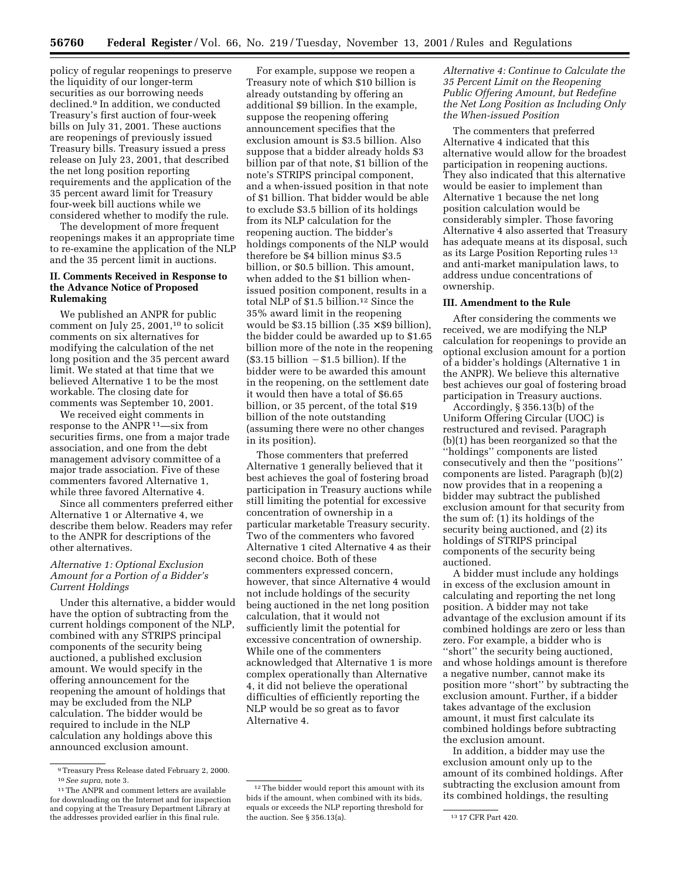policy of regular reopenings to preserve the liquidity of our longer-term securities as our borrowing needs declined.[9] In addition, we conducted Treasury's first auction of four-week bills on July 31, 2001. These auctions are reopenings of previously issued Treasury bills. Treasury issued a press release on July 23, 2001, that described the net long position reporting requirements and the application of the 35 percent award limit for Treasury four-week bill auctions while we considered whether to modify the rule.

The development of more frequent reopenings makes it an appropriate time to re-examine the application of the NLP and the 35 percent limit in auctions.

## II. Comments Received in Response to the Advance Notice of Proposed Rulemaking

We published an ANPR for public comment on July 25, 2001,[10] to solicit comments on six alternatives for modifying the calculation of the net long position and the 35 percent award limit. We stated at that time that we believed Alternative 1 to be the most workable. The closing date for comments was September 10, 2001.

We received eight comments in response to the ANPR[11]—six from securities firms, one from a major trade association, and one from the debt management advisory committee of a major trade association. Five of these commenters favored Alternative 1, while three favored Alternative 4.

Since all commenters preferred either Alternative 1 or Alternative 4, we describe them below. Readers may refer to the ANPR for descriptions of the other alternatives.

### *Alternative 1: Optional Exclusion Amount for a Portion of a Bidder's Current Holdings*

Under this alternative, a bidder would have the option of subtracting from the current holdings component of the NLP, combined with any STRIPS principal components of the security being auctioned, a published exclusion amount. We would specify in the offering announcement for the reopening the amount of holdings that may be excluded from the NLP calculation. The bidder would be required to include in the NLP calculation any holdings above this announced exclusion amount.

For example, suppose we reopen a Treasury note of which $10 billion is already outstanding by offering an additional $9 billion. In the example, suppose the reopening offering announcement specifies that the exclusion amount is $3.5 billion. Also suppose that a bidder already holds $3 billion par of that note, $1 billion of the note's STRIPS principal component, and a when-issued position in that note of $1 billion. That bidder would be able to exclude $3.5 billion of its holdings from its NLP calculation for the reopening auction. The bidder's holdings components of the NLP would therefore be $4 billion minus $3.5 billion, or $0.5 billion. This amount, when added to the $1 billion when-issued position component, results in a total NLP of $1.5 billion.[12] Since the 35% award limit in the reopening would be $3.15 billion (.35 × $9 billion), the bidder could be awarded up to $1.65 billion more of the note in the reopening ($3.15 billion − $1.5 billion). If the bidder were to be awarded this amount in the reopening, on the settlement date it would then have a total of $6.65 billion, or 35 percent, of the total $19 billion of the note outstanding (assuming there were no other changes in its position).

Those commenters that preferred Alternative 1 generally believed that it best achieves the goal of fostering broad participation in Treasury auctions while still limiting the potential for excessive concentration of ownership in a particular marketable Treasury security. Two of the commenters who favored Alternative 1 cited Alternative 4 as their second choice. Both of these commenters expressed concern, however, that since Alternative 4 would not include holdings of the security being auctioned in the net long position calculation, that it would not sufficiently limit the potential for excessive concentration of ownership. While one of the commenters acknowledged that Alternative 1 is more complex operationally than Alternative 4, it did not believe the operational difficulties of efficiently reporting the NLP would be so great as to favor Alternative 4.

### *Alternative 4: Continue to Calculate the 35 Percent Limit on the Reopening Public Offering Amount, but Redefine the Net Long Position as Including Only the When-issued Position*

The commenters that preferred Alternative 4 indicated that this alternative would allow for the broadest participation in reopening auctions. They also indicated that this alternative would be easier to implement than Alternative 1 because the net long position calculation would be considerably simpler. Those favoring Alternative 4 also asserted that Treasury has adequate means at its disposal, such as its Large Position Reporting rules[13] and anti-market manipulation laws, to address undue concentrations of ownership.

## III. Amendment to the Rule

After considering the comments we received, we are modifying the NLP calculation for reopenings to provide an optional exclusion amount for a portion of a bidder's holdings (Alternative 1 in the ANPR). We believe this alternative best achieves our goal of fostering broad participation in Treasury auctions.

Accordingly, § 356.13(b) of the Uniform Offering Circular (UOC) is restructured and revised. Paragraph (b)(1) has been reorganized so that the "holdings" components are listed consecutively and then the "positions" components are listed. Paragraph (b)(2) now provides that in a reopening a bidder may subtract the published exclusion amount for that security from the sum of: (1) its holdings of the security being auctioned, and (2) its holdings of STRIPS principal components of the security being auctioned.

A bidder must include any holdings in excess of the exclusion amount in calculating and reporting the net long position. A bidder may not take advantage of the exclusion amount if its combined holdings are zero or less than zero. For example, a bidder who is "short" the security being auctioned, and whose holdings amount is therefore a negative number, cannot make its position more "short" by subtracting the exclusion amount. Further, if a bidder takes advantage of the exclusion amount, it must first calculate its combined holdings before subtracting the exclusion amount.

In addition, a bidder may use the exclusion amount only up to the amount of its combined holdings. After subtracting the exclusion amount from its combined holdings, the resulting

---

[9] Treasury Press Release dated February 2, 2000.

[10] *See supra*, note 3.

[11] The ANPR and comment letters are available for downloading on the Internet and for inspection and copying at the Treasury Department Library at the addresses provided earlier in this final rule.

[12] The bidder would report this amount with its bids if the amount, when combined with its bids, equals or exceeds the NLP reporting threshold for the auction. See § 356.13(a).

[13] 17 CFR Part 420.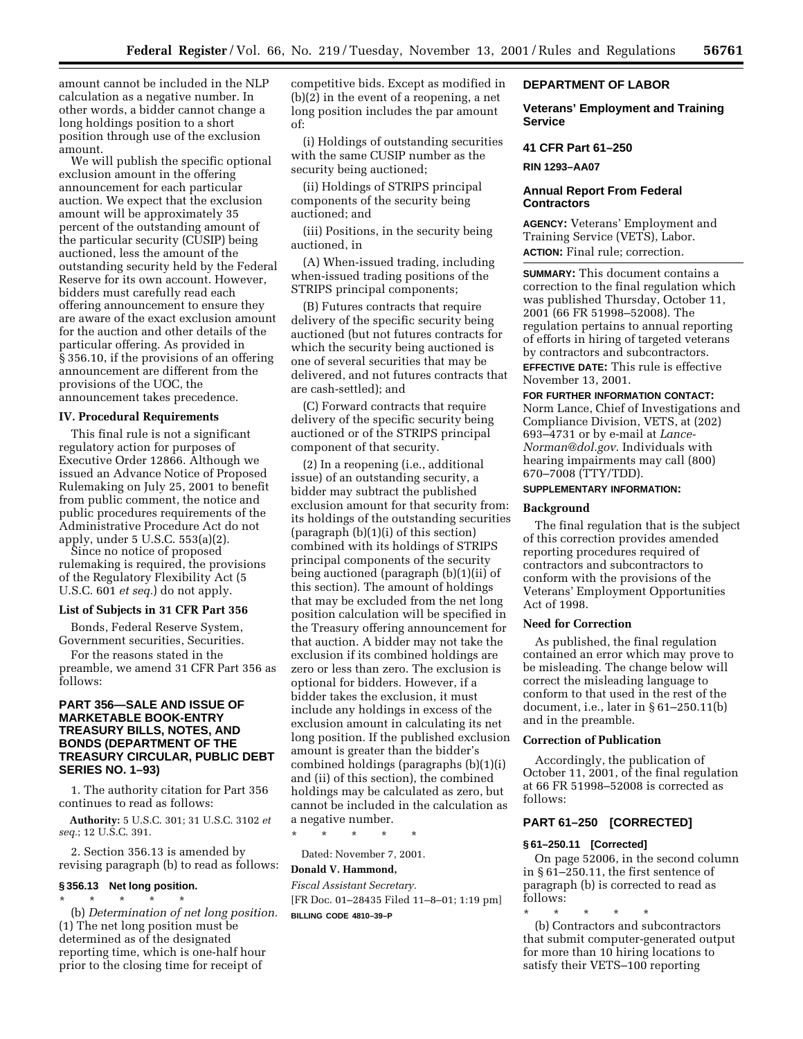amount cannot be included in the NLP calculation as a negative number. In other words, a bidder cannot change a long holdings position to a short position through use of the exclusion amount.

We will publish the specific optional exclusion amount in the offering announcement for each particular auction. We expect that the exclusion amount will be approximately 35 percent of the outstanding amount of the particular security (CUSIP) being auctioned, less the amount of the outstanding security held by the Federal Reserve for its own account. However, bidders must carefully read each offering announcement to ensure they are aware of the exact exclusion amount for the auction and other details of the particular offering. As provided in § 356.10, if the provisions of an offering announcement are different from the provisions of the UOC, the announcement takes precedence.

**IV. Procedural Requirements**

This final rule is not a significant regulatory action for purposes of Executive Order 12866. Although we issued an Advance Notice of Proposed Rulemaking on July 25, 2001 to benefit from public comment, the notice and public procedures requirements of the Administrative Procedure Act do not apply, under 5 U.S.C. 553(a)(2).

Since no notice of proposed rulemaking is required, the provisions of the Regulatory Flexibility Act (5 U.S.C. 601 *et seq.*) do not apply.

**List of Subjects in 31 CFR Part 356**

Bonds, Federal Reserve System, Government securities, Securities.

For the reasons stated in the preamble, we amend 31 CFR Part 356 as follows:

## PART 356—SALE AND ISSUE OF MARKETABLE BOOK-ENTRY TREASURY BILLS, NOTES, AND BONDS (DEPARTMENT OF THE TREASURY CIRCULAR, PUBLIC DEBT SERIES NO. 1–93)

1. The authority citation for Part 356 continues to read as follows:

**Authority:** 5 U.S.C. 301; 31 U.S.C. 3102 *et seq.*; 12 U.S.C. 391.

2. Section 356.13 is amended by revising paragraph (b) to read as follows:

### § 356.13 Net long position.

\* \* \* \* \*

(b) *Determination of net long position.* (1) The net long position must be determined as of the designated reporting time, which is one-half hour prior to the closing time for receipt of competitive bids. Except as modified in (b)(2) in the event of a reopening, a net long position includes the par amount of:

(i) Holdings of outstanding securities with the same CUSIP number as the security being auctioned;

(ii) Holdings of STRIPS principal components of the security being auctioned; and

(iii) Positions, in the security being auctioned, in

(A) When-issued trading, including when-issued trading positions of the STRIPS principal components;

(B) Futures contracts that require delivery of the specific security being auctioned (but not futures contracts for which the security being auctioned is one of several securities that may be delivered, and not futures contracts that are cash-settled); and

(C) Forward contracts that require delivery of the specific security being auctioned or of the STRIPS principal component of that security.

(2) In a reopening (i.e., additional issue) of an outstanding security, a bidder may subtract the published exclusion amount for that security from: its holdings of the outstanding securities (paragraph (b)(1)(i) of this section) combined with its holdings of STRIPS principal components of the security being auctioned (paragraph (b)(1)(ii) of this section). The amount of holdings that may be excluded from the net long position calculation will be specified in the Treasury offering announcement for that auction. A bidder may not take the exclusion if its combined holdings are zero or less than zero. The exclusion is optional for bidders. However, if a bidder takes the exclusion, it must include any holdings in excess of the exclusion amount in calculating its net long position. If the published exclusion amount is greater than the bidder's combined holdings (paragraphs (b)(1)(i) and (ii) of this section), the combined holdings may be calculated as zero, but cannot be included in the calculation as a negative number.

\* \* \* \* \*

Dated: November 7, 2001.

**Donald V. Hammond,**

*Fiscal Assistant Secretary.*

[FR Doc. 01–28435 Filed 11–8–01; 1:19 pm]

**BILLING CODE 4810–39–P**

## DEPARTMENT OF LABOR

### Veterans' Employment and Training Service

### 41 CFR Part 61–250

**RIN 1293–AA07**

### Annual Report From Federal Contractors

**AGENCY:** Veterans' Employment and Training Service (VETS), Labor.

**ACTION:** Final rule; correction.

**SUMMARY:** This document contains a correction to the final regulation which was published Thursday, October 11, 2001 (66 FR 51998–52008). The regulation pertains to annual reporting of efforts in hiring of targeted veterans by contractors and subcontractors.

**EFFECTIVE DATE:** This rule is effective November 13, 2001.

**FOR FURTHER INFORMATION CONTACT:** Norm Lance, Chief of Investigations and Compliance Division, VETS, at (202) 693–4731 or by e-mail at *Lance-Norman@dol.gov*. Individuals with hearing impairments may call (800) 670–7008 (TTY/TDD).

**SUPPLEMENTARY INFORMATION:**

**Background**

The final regulation that is the subject of this correction provides amended reporting procedures required of contractors and subcontractors to conform with the provisions of the Veterans' Employment Opportunities Act of 1998.

**Need for Correction**

As published, the final regulation contained an error which may prove to be misleading. The change below will correct the misleading language to conform to that used in the rest of the document, i.e., later in § 61–250.11(b) and in the preamble.

**Correction of Publication**

Accordingly, the publication of October 11, 2001, of the final regulation at 66 FR 51998–52008 is corrected as follows:

## PART 61–250 [CORRECTED]

### § 61–250.11 [Corrected]

On page 52006, in the second column in § 61–250.11, the first sentence of paragraph (b) is corrected to read as follows:

\* \* \* \* \*

(b) Contractors and subcontractors that submit computer-generated output for more than 10 hiring locations to satisfy their VETS–100 reporting